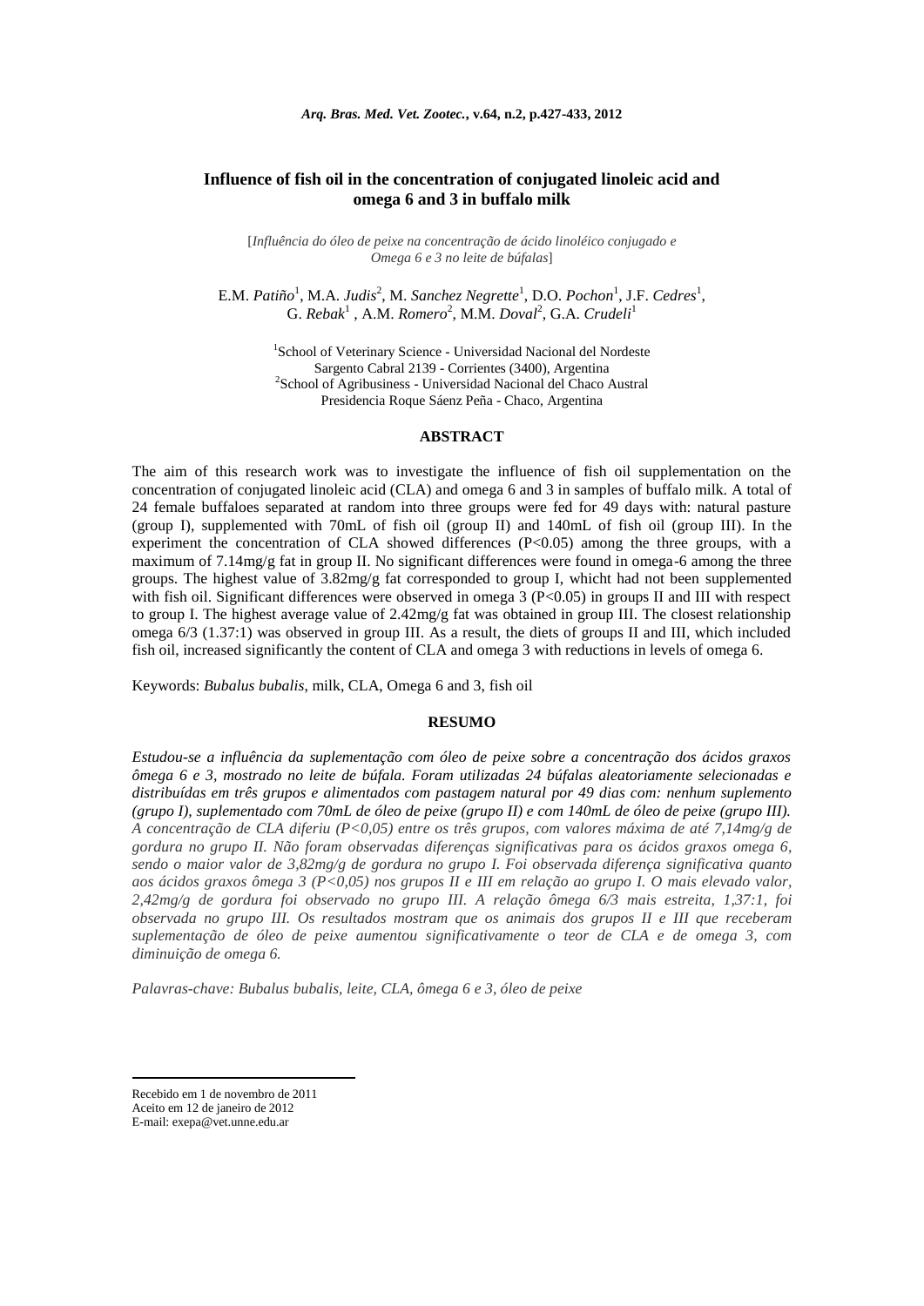# Influence of fish oil in the concentration of conjugated linoleic acid and omega 6 and 3 in buffalo milk

[*Influência do óleo de peixe na concentração de ácido linoléico conjugado e Omega 6 e 3 no leite de búfalas*]

E.M. *Patiño*[1], M.A. *Judis*[2], M. *Sanchez Negrette*[1], D.O. *Pochon*[1], J.F. *Cedres*[1], G. *Rebak*[1] , A.M. *Romero*[2], M.M. *Doval*[2], G.A. *Crudeli*[1]

[1]School of Veterinary Science - Universidad Nacional del Nordeste
Sargento Cabral 2139 - Corrientes (3400), Argentina
[2]School of Agribusiness - Universidad Nacional del Chaco Austral
Presidencia Roque Sáenz Peña - Chaco, Argentina

## ABSTRACT

The aim of this research work was to investigate the influence of fish oil supplementation on the concentration of conjugated linoleic acid (CLA) and omega 6 and 3 in samples of buffalo milk. A total of 24 female buffaloes separated at random into three groups were fed for 49 days with: natural pasture (group I), supplemented with 70mL of fish oil (group II) and 140mL of fish oil (group III). In the experiment the concentration of CLA showed differences ($P<0.05$) among the three groups, with a maximum of 7.14mg/g fat in group II. No significant differences were found in omega-6 among the three groups. The highest value of 3.82mg/g fat corresponded to group I, whicht had not been supplemented with fish oil. Significant differences were observed in omega 3 ($P<0.05$) in groups II and III with respect to group I. The highest average value of 2.42mg/g fat was obtained in group III. The closest relationship omega 6/3 (1.37:1) was observed in group III. As a result, the diets of groups II and III, which included fish oil, increased significantly the content of CLA and omega 3 with reductions in levels of omega 6.

Keywords: *Bubalus bubalis*, milk, CLA, Omega 6 and 3, fish oil

## RESUMO

*Estudou-se a influência da suplementação com óleo de peixe sobre a concentração dos ácidos graxos ômega 6 e 3, mostrado no leite de búfala. Foram utilizadas 24 búfalas aleatoriamente selecionadas e distribuídas em três grupos e alimentados com pastagem natural por 49 dias com: nenhum suplemento (grupo I), suplementado com 70mL de óleo de peixe (grupo II) e com 140mL de óleo de peixe (grupo III). A concentração de CLA diferiu ($P<0,05$) entre os três grupos, com valores máxima de até 7,14mg/g de gordura no grupo II. Não foram observadas diferenças significativas para os ácidos graxos omega 6, sendo o maior valor de 3,82mg/g de gordura no grupo I. Foi observada diferença significativa quanto aos ácidos graxos ômega 3 ($P<0,05$) nos grupos II e III em relação ao grupo I. O mais elevado valor, 2,42mg/g de gordura foi observado no grupo III. A relação ômega 6/3 mais estreita, 1,37:1, foi observada no grupo III. Os resultados mostram que os animais dos grupos II e III que receberam suplementação de óleo de peixe aumentou significativamente o teor de CLA e de omega 3, com diminuição de omega 6.*

*Palavras-chave: Bubalus bubalis, leite, CLA, ômega 6 e 3, óleo de peixe*

Recebido em 1 de novembro de 2011
Aceito em 12 de janeiro de 2012
E-mail: exepa@vet.unne.edu.ar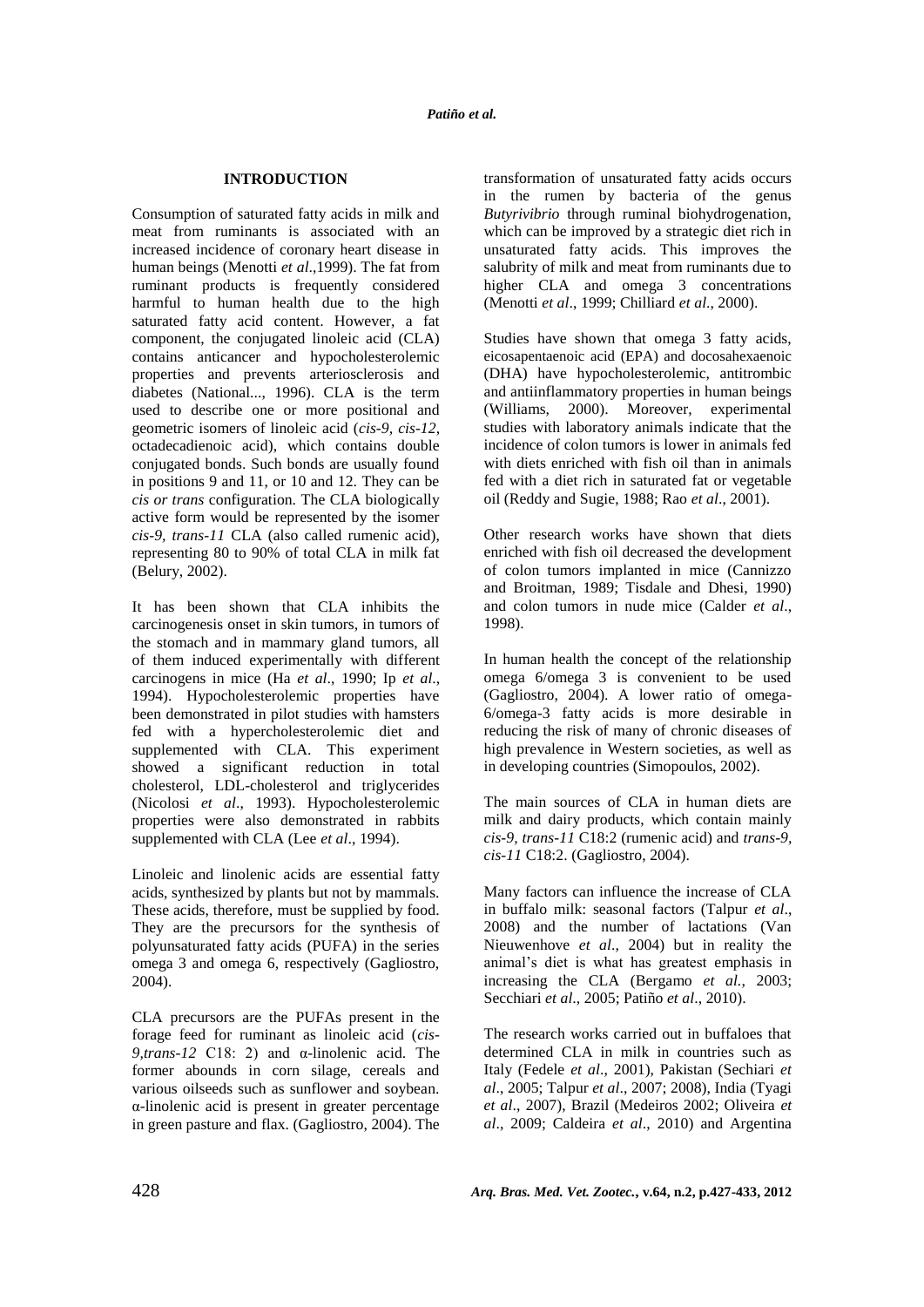## INTRODUCTION

Consumption of saturated fatty acids in milk and meat from ruminants is associated with an increased incidence of coronary heart disease in human beings (Menotti *et al*.,1999). The fat from ruminant products is frequently considered harmful to human health due to the high saturated fatty acid content. However, a fat component, the conjugated linoleic acid (CLA) contains anticancer and hypocholesterolemic properties and prevents arteriosclerosis and diabetes (National..., 1996). CLA is the term used to describe one or more positional and geometric isomers of linoleic acid (*cis-9, cis-12*, octadecadienoic acid), which contains double conjugated bonds. Such bonds are usually found in positions 9 and 11, or 10 and 12. They can be *cis or trans* configuration. The CLA biologically active form would be represented by the isomer *cis-9, trans-11* CLA (also called rumenic acid), representing 80 to 90% of total CLA in milk fat (Belury, 2002).

It has been shown that CLA inhibits the carcinogenesis onset in skin tumors, in tumors of the stomach and in mammary gland tumors, all of them induced experimentally with different carcinogens in mice (Ha *et al*., 1990; Ip *et al*., 1994). Hypocholesterolemic properties have been demonstrated in pilot studies with hamsters fed with a hypercholesterolemic diet and supplemented with CLA. This experiment showed a significant reduction in total cholesterol, LDL-cholesterol and triglycerides (Nicolosi *et al*., 1993). Hypocholesterolemic properties were also demonstrated in rabbits supplemented with CLA (Lee *et al*., 1994).

Linoleic and linolenic acids are essential fatty acids, synthesized by plants but not by mammals. These acids, therefore, must be supplied by food. They are the precursors for the synthesis of polyunsaturated fatty acids (PUFA) in the series omega 3 and omega 6, respectively (Gagliostro, 2004).

CLA precursors are the PUFAs present in the forage feed for ruminant as linoleic acid (*cis-9,trans-12* C18: 2) and α-linolenic acid. The former abounds in corn silage, cereals and various oilseeds such as sunflower and soybean. α-linolenic acid is present in greater percentage in green pasture and flax. (Gagliostro, 2004). The transformation of unsaturated fatty acids occurs in the rumen by bacteria of the genus *Butyrivibrio* through ruminal biohydrogenation, which can be improved by a strategic diet rich in unsaturated fatty acids. This improves the salubrity of milk and meat from ruminants due to higher CLA and omega 3 concentrations (Menotti *et al*., 1999; Chilliard *et al*., 2000).

Studies have shown that omega 3 fatty acids, eicosapentaenoic acid (EPA) and docosahexaenoic (DHA) have hypocholesterolemic, antitrombic and antiinflammatory properties in human beings (Williams, 2000). Moreover, experimental studies with laboratory animals indicate that the incidence of colon tumors is lower in animals fed with diets enriched with fish oil than in animals fed with a diet rich in saturated fat or vegetable oil (Reddy and Sugie, 1988; Rao *et al*., 2001).

Other research works have shown that diets enriched with fish oil decreased the development of colon tumors implanted in mice (Cannizzo and Broitman, 1989; Tisdale and Dhesi, 1990) and colon tumors in nude mice (Calder *et al*., 1998).

In human health the concept of the relationship omega 6/omega 3 is convenient to be used (Gagliostro, 2004). A lower ratio of omega-6/omega-3 fatty acids is more desirable in reducing the risk of many of chronic diseases of high prevalence in Western societies, as well as in developing countries (Simopoulos, 2002).

The main sources of CLA in human diets are milk and dairy products, which contain mainly *cis-9, trans-11* C18:2 (rumenic acid) and *trans-9, cis-11* C18:2. (Gagliostro, 2004).

Many factors can influence the increase of CLA in buffalo milk: seasonal factors (Talpur *et al*., 2008) and the number of lactations (Van Nieuwenhove *et al*., 2004) but in reality the animal's diet is what has greatest emphasis in increasing the CLA (Bergamo *et al*., 2003; Secchiari *et al*., 2005; Patiño *et al*., 2010).

The research works carried out in buffaloes that determined CLA in milk in countries such as Italy (Fedele *et al*., 2001), Pakistan (Sechiari *et al*., 2005; Talpur *et al*., 2007; 2008), India (Tyagi *et al*., 2007), Brazil (Medeiros 2002; Oliveira *et al*., 2009; Caldeira *et al*., 2010) and Argentina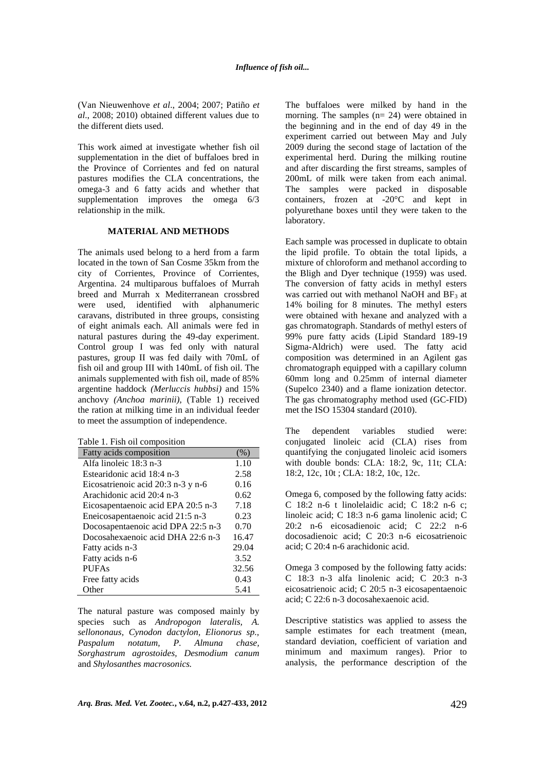(Van Nieuwenhove *et al*., 2004; 2007; Patiño *et al*., 2008; 2010) obtained different values due to the different diets used.

This work aimed at investigate whether fish oil supplementation in the diet of buffaloes bred in the Province of Corrientes and fed on natural pastures modifies the CLA concentrations, the omega-3 and 6 fatty acids and whether that supplementation improves the omega 6/3 relationship in the milk.

## MATERIAL AND METHODS

The animals used belong to a herd from a farm located in the town of San Cosme 35km from the city of Corrientes, Province of Corrientes, Argentina. 24 multiparous buffaloes of Murrah breed and Murrah x Mediterranean crossbred were used, identified with alphanumeric caravans, distributed in three groups, consisting of eight animals each. All animals were fed in natural pastures during the 49-day experiment. Control group I was fed only with natural pastures, group II was fed daily with 70mL of fish oil and group III with 140mL of fish oil. The animals supplemented with fish oil, made of 85% argentine haddock *(Merluccis hubbsi)* and 15% anchovy *(Anchoa marinii),* (Table 1) received the ration at milking time in an individual feeder to meet the assumption of independence.

Table 1. Fish oil composition

| Fatty acids composition | (%) |
|---|---|
| Alfa linoleic 18:3 n-3 | 1.10 |
| Estearidonic acid 18:4 n-3 | 2.58 |
| Eicosatrienoic acid 20:3 n-3 y n-6 | 0.16 |
| Arachidonic acid 20:4 n-3 | 0.62 |
| Eicosapentaenoic acid EPA 20:5 n-3 | 7.18 |
| Eneicosapentaenoic acid 21:5 n-3 | 0.23 |
| Docosapentaenoic acid DPA 22:5 n-3 | 0.70 |
| Docosahexaenoic acid DHA 22:6 n-3 | 16.47 |
| Fatty acids n-3 | 29.04 |
| Fatty acids n-6 | 3.52 |
| PUFAs | 32.56 |
| Free fatty acids | 0.43 |
| Other | 5.41 |

The natural pasture was composed mainly by species such as *Andropogon lateralis, A. sellononaus, Cynodon dactylon, Elionorus sp., Paspalum notatum, P. Almuna chase, Sorghastrum agrostoides, Desmodium canum* and *Shylosanthes macrosonics.*

The buffaloes were milked by hand in the morning. The samples (n= 24) were obtained in the beginning and in the end of day 49 in the experiment carried out between May and July 2009 during the second stage of lactation of the experimental herd. During the milking routine and after discarding the first streams, samples of 200mL of milk were taken from each animal. The samples were packed in disposable containers, frozen at -20°C and kept in polyurethane boxes until they were taken to the laboratory.

Each sample was processed in duplicate to obtain the lipid profile. To obtain the total lipids, a mixture of chloroform and methanol according to the Bligh and Dyer technique (1959) was used. The conversion of fatty acids in methyl esters was carried out with methanol NaOH and $BF_3$ at 14% boiling for 8 minutes. The methyl esters were obtained with hexane and analyzed with a gas chromatograph. Standards of methyl esters of 99% pure fatty acids (Lipid Standard 189-19 Sigma-Aldrich) were used. The fatty acid composition was determined in an Agilent gas chromatograph equipped with a capillary column 60mm long and 0.25mm of internal diameter (Supelco 2340) and a flame ionization detector. The gas chromatography method used (GC-FID) met the ISO 15304 standard (2010).

The dependent variables studied were: conjugated linoleic acid (CLA) rises from quantifying the conjugated linoleic acid isomers with double bonds: CLA: 18:2, 9c, 11t; CLA: 18:2, 12c, 10t ; CLA: 18:2, 10c, 12c.

Omega 6, composed by the following fatty acids: C 18:2 n-6 t linolelaidic acid; C 18:2 n-6 c; linoleic acid; C 18:3 n-6 gama linolenic acid; C 20:2 n-6 eicosadienoic acid; C 22:2 n-6 docosadienoic acid; C 20:3 n-6 eicosatrienoic acid; C 20:4 n-6 arachidonic acid.

Omega 3 composed by the following fatty acids: C 18:3 n-3 alfa linolenic acid; C 20:3 n-3 eicosatrienoic acid; C 20:5 n-3 eicosapentaenoic acid; C 22:6 n-3 docosahexaenoic acid.

Descriptive statistics was applied to assess the sample estimates for each treatment (mean, standard deviation, coefficient of variation and minimum and maximum ranges). Prior to analysis, the performance description of the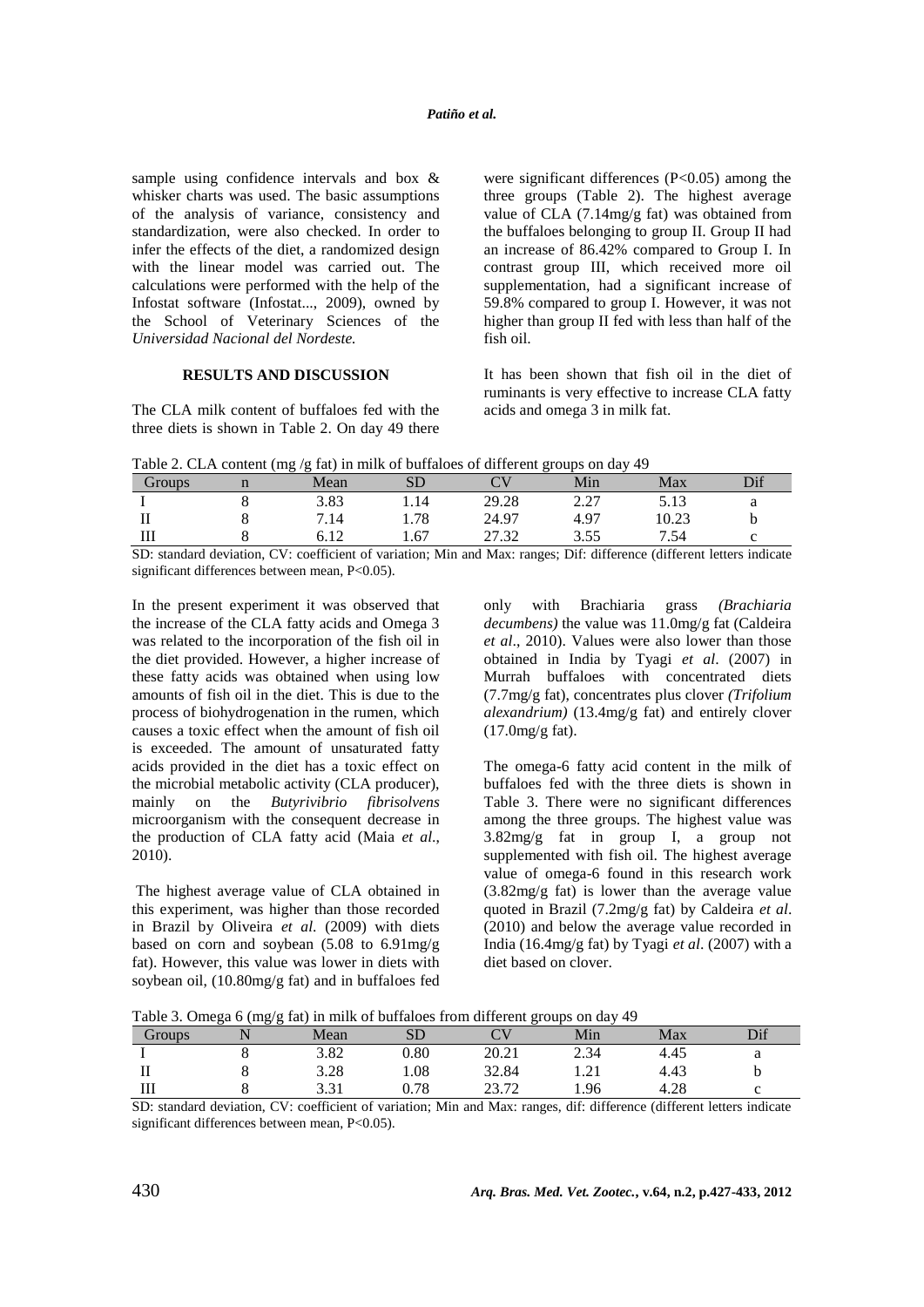sample using confidence intervals and box & whisker charts was used. The basic assumptions of the analysis of variance, consistency and standardization, were also checked. In order to infer the effects of the diet, a randomized design with the linear model was carried out. The calculations were performed with the help of the Infostat software (Infostat..., 2009), owned by the School of Veterinary Sciences of the *Universidad Nacional del Nordeste.*

## RESULTS AND DISCUSSION

The CLA milk content of buffaloes fed with the three diets is shown in Table 2. On day 49 there were significant differences ($P<0.05$) among the three groups (Table 2). The highest average value of CLA (7.14mg/g fat) was obtained from the buffaloes belonging to group II. Group II had an increase of 86.42% compared to Group I. In contrast group III, which received more oil supplementation, had a significant increase of 59.8% compared to group I. However, it was not higher than group II fed with less than half of the fish oil.

It has been shown that fish oil in the diet of ruminants is very effective to increase CLA fatty acids and omega 3 in milk fat.

Table 2. CLA content (mg /g fat) in milk of buffaloes of different groups on day 49

| Groups | n | Mean | SD | CV | Min | Max | Dif |
|---|---|---|---|---|---|---|---|
| I | 8 | 3.83 | 1.14 | 29.28 | 2.27 | 5.13 | a |
| II | 8 | 7.14 | 1.78 | 24.97 | 4.97 | 10.23 | b |
| III | 8 | 6.12 | 1.67 | 27.32 | 3.55 | 7.54 | c |

SD: standard deviation, CV: coefficient of variation; Min and Max: ranges; Dif: difference (different letters indicate significant differences between mean, $P<0.05$).

In the present experiment it was observed that the increase of the CLA fatty acids and Omega 3 was related to the incorporation of the fish oil in the diet provided. However, a higher increase of these fatty acids was obtained when using low amounts of fish oil in the diet. This is due to the process of biohydrogenation in the rumen, which causes a toxic effect when the amount of fish oil is exceeded. The amount of unsaturated fatty acids provided in the diet has a toxic effect on the microbial metabolic activity (CLA producer), mainly on the *Butyrivibrio fibrisolvens* microorganism with the consequent decrease in the production of CLA fatty acid (Maia *et al*., 2010).

The highest average value of CLA obtained in this experiment, was higher than those recorded in Brazil by Oliveira *et al*. (2009) with diets based on corn and soybean (5.08 to 6.91mg/g fat). However, this value was lower in diets with soybean oil, (10.80mg/g fat) and in buffaloes fed only with Brachiaria grass *(Brachiaria decumbens)* the value was 11.0mg/g fat (Caldeira *et al*., 2010). Values were also lower than those obtained in India by Tyagi *et al*. (2007) in Murrah buffaloes with concentrated diets (7.7mg/g fat), concentrates plus clover *(Trifolium alexandrium)* (13.4mg/g fat) and entirely clover (17.0mg/g fat).

The omega-6 fatty acid content in the milk of buffaloes fed with the three diets is shown in Table 3. There were no significant differences among the three groups. The highest value was 3.82mg/g fat in group I, a group not supplemented with fish oil. The highest average value of omega-6 found in this research work (3.82mg/g fat) is lower than the average value quoted in Brazil (7.2mg/g fat) by Caldeira *et al*. (2010) and below the average value recorded in India (16.4mg/g fat) by Tyagi *et al*. (2007) with a diet based on clover.

Table 3. Omega 6 (mg/g fat) in milk of buffaloes from different groups on day 49

| Groups | N | Mean | SD | CV | Min | Max | Dif |
|---|---|---|---|---|---|---|---|
| I | 8 | 3.82 | 0.80 | 20.21 | 2.34 | 4.45 | a |
| II | 8 | 3.28 | 1.08 | 32.84 | 1.21 | 4.43 | b |
| III | 8 | 3.31 | 0.78 | 23.72 | 1.96 | 4.28 | c |

SD: standard deviation, CV: coefficient of variation; Min and Max: ranges, dif: difference (different letters indicate significant differences between mean, $P<0.05$).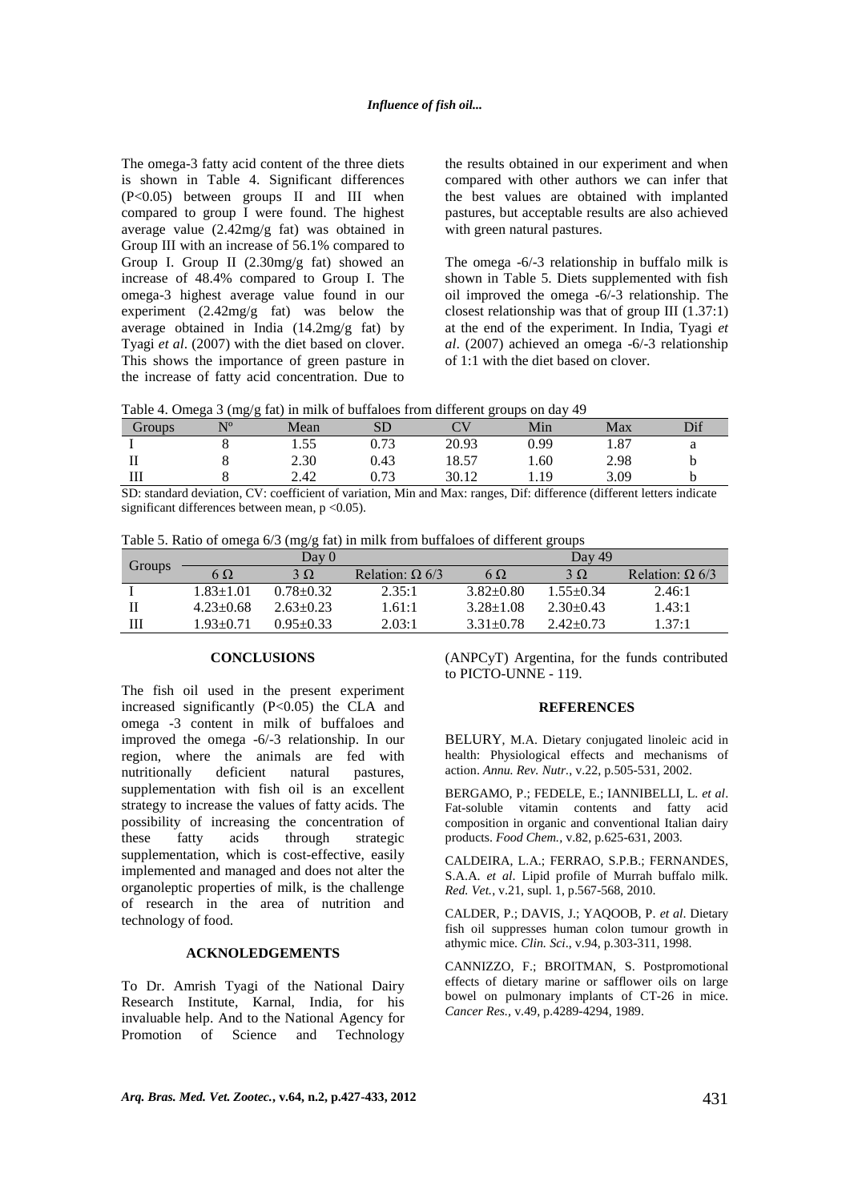The omega-3 fatty acid content of the three diets is shown in Table 4. Significant differences ($P<0.05$) between groups II and III when compared to group I were found. The highest average value (2.42mg/g fat) was obtained in Group III with an increase of 56.1% compared to Group I. Group II (2.30mg/g fat) showed an increase of 48.4% compared to Group I. The omega-3 highest average value found in our experiment (2.42mg/g fat) was below the average obtained in India (14.2mg/g fat) by Tyagi *et al*. (2007) with the diet based on clover. This shows the importance of green pasture in the increase of fatty acid concentration. Due to the results obtained in our experiment and when compared with other authors we can infer that the best values are obtained with implanted pastures, but acceptable results are also achieved with green natural pastures.

The omega -6/-3 relationship in buffalo milk is shown in Table 5. Diets supplemented with fish oil improved the omega -6/-3 relationship. The closest relationship was that of group III (1.37:1) at the end of the experiment. In India, Tyagi *et al*. (2007) achieved an omega -6/-3 relationship of 1:1 with the diet based on clover.

Table 4. Omega 3 (mg/g fat) in milk of buffaloes from different groups on day 49

| Groups | Nº | Mean | SD | CV | Min | Max | Dif |
|---|---|---|---|---|---|---|---|
| I | 8 | 1.55 | 0.73 | 20.93 | 0.99 | 1.87 | a |
| II | 8 | 2.30 | 0.43 | 18.57 | 1.60 | 2.98 | b |
| III | 8 | 2.42 | 0.73 | 30.12 | 1.19 | 3.09 | b |

SD: standard deviation, CV: coefficient of variation, Min and Max: ranges, Dif: difference (different letters indicate significant differences between mean, $p<0.05$).

Table 5. Ratio of omega 6/3 (mg/g fat) in milk from buffaloes of different groups

| Groups | Day 0 | | | Day 49 | | |
|---|---|---|---|---|---|---|
| | 6 Ω | 3 Ω | Relation: Ω 6/3 | 6 Ω | 3 Ω | Relation: Ω 6/3 |
| I | 1.83±1.01 | 0.78±0.32 | 2.35:1 | 3.82±0.80 | 1.55±0.34 | 2.46:1 |
| II | 4.23±0.68 | 2.63±0.23 | 1.61:1 | 3.28±1.08 | 2.30±0.43 | 1.43:1 |
| III | 1.93±0.71 | 0.95±0.33 | 2.03:1 | 3.31±0.78 | 2.42±0.73 | 1.37:1 |

## CONCLUSIONS

The fish oil used in the present experiment increased significantly ($P<0.05$) the CLA and omega -3 content in milk of buffaloes and improved the omega -6/-3 relationship. In our region, where the animals are fed with nutritionally deficient natural pastures, supplementation with fish oil is an excellent strategy to increase the values of fatty acids. The possibility of increasing the concentration of these fatty acids through strategic supplementation, which is cost-effective, easily implemented and managed and does not alter the organoleptic properties of milk, is the challenge of research in the area of nutrition and technology of food.

## ACKNOLEDGEMENTS

To Dr. Amrish Tyagi of the National Dairy Research Institute, Karnal, India, for his invaluable help. And to the National Agency for Promotion of Science and Technology (ANPCyT) Argentina, for the funds contributed to PICTO-UNNE - 119.

## REFERENCES

BELURY, M.A. Dietary conjugated linoleic acid in health: Physiological effects and mechanisms of action. *Annu. Rev. Nutr.*, v.22, p.505-531, 2002.

BERGAMO, P.; FEDELE, E.; IANNIBELLI, L. *et al*. Fat-soluble vitamin contents and fatty acid composition in organic and conventional Italian dairy products. *Food Chem.*, v.82, p.625-631, 2003.

CALDEIRA, L.A.; FERRAO, S.P.B.; FERNANDES, S.A.A. *et al*. Lipid profile of Murrah buffalo milk. *Red. Vet.*, v.21, supl. 1, p.567-568, 2010.

CALDER, P.; DAVIS, J.; YAQOOB, P. *et al*. Dietary fish oil suppresses human colon tumour growth in athymic mice. *Clin. Sci*., v.94, p.303-311, 1998.

CANNIZZO, F.; BROITMAN, S. Postpromotional effects of dietary marine or safflower oils on large bowel on pulmonary implants of CT-26 in mice. *Cancer Res.*, v.49, p.4289-4294, 1989.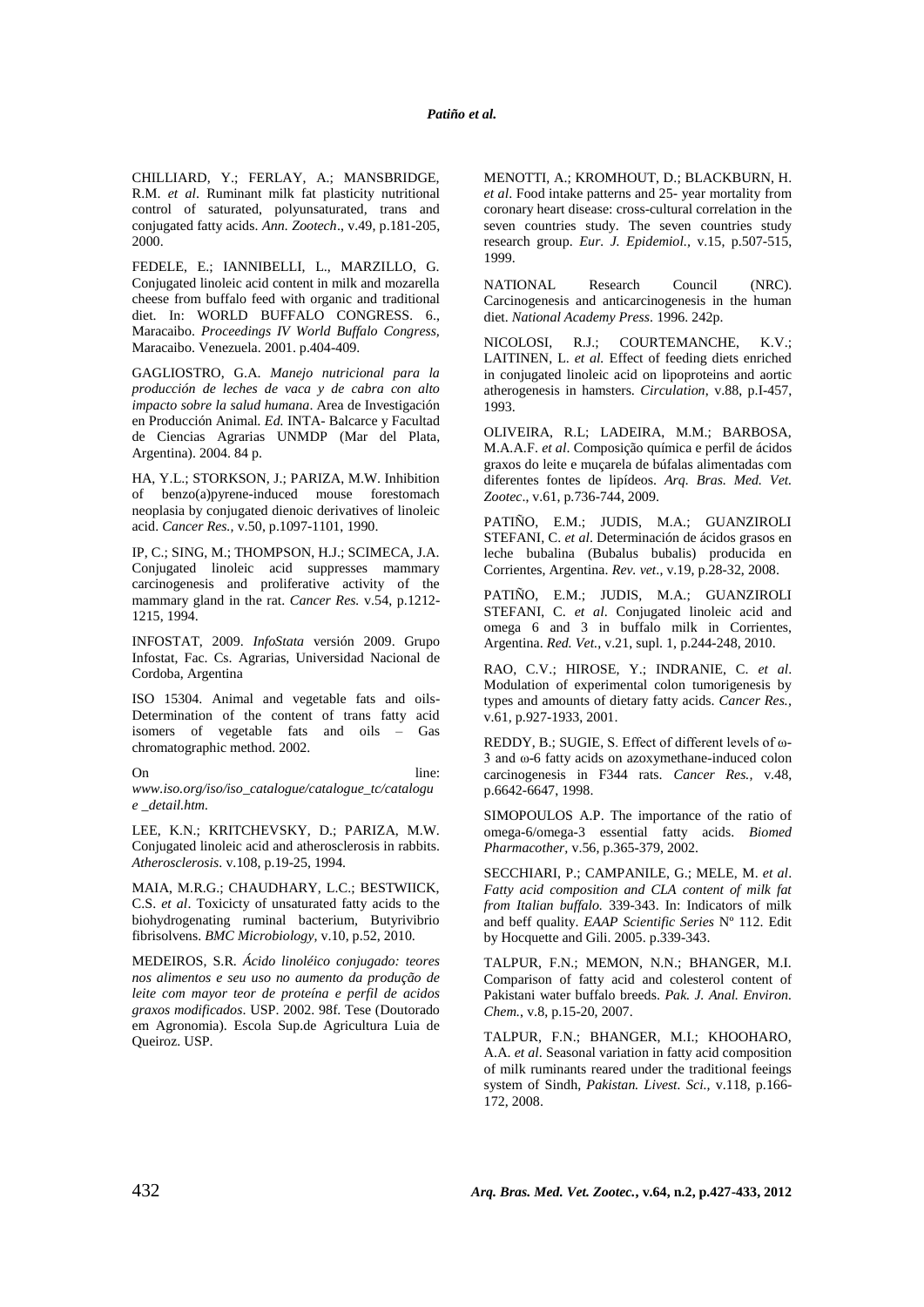CHILLIARD, Y.; FERLAY, A.; MANSBRIDGE, R.M. *et al*. Ruminant milk fat plasticity nutritional control of saturated, polyunsaturated, trans and conjugated fatty acids. *Ann. Zootech*., v.49, p.181-205, 2000.

FEDELE, E.; IANNIBELLI, L., MARZILLO, G. Conjugated linoleic acid content in milk and mozarella cheese from buffalo feed with organic and traditional diet. In: WORLD BUFFALO CONGRESS. 6., Maracaibo. *Proceedings IV World Buffalo Congress*, Maracaibo. Venezuela. 2001. p.404-409.

GAGLIOSTRO, G.A. *Manejo nutricional para la producción de leches de vaca y de cabra con alto impacto sobre la salud humana*. Area de Investigación en Producción Animal. *Ed.* INTA- Balcarce y Facultad de Ciencias Agrarias UNMDP (Mar del Plata, Argentina). 2004. 84 p.

HA, Y.L.; STORKSON, J.; PARIZA, M.W. Inhibition of benzo(a)pyrene-induced mouse forestomach neoplasia by conjugated dienoic derivatives of linoleic acid. *Cancer Res.*, v.50, p.1097-1101, 1990.

IP, C.; SING, M.; THOMPSON, H.J.; SCIMECA, J.A. Conjugated linoleic acid suppresses mammary carcinogenesis and proliferative activity of the mammary gland in the rat. *Cancer Res.* v.54, p.1212-1215, 1994.

INFOSTAT, 2009. *InfoStata* versión 2009. Grupo Infostat, Fac. Cs. Agrarias, Universidad Nacional de Cordoba, Argentina

ISO 15304. Animal and vegetable fats and oils- Determination of the content of trans fatty acid isomers of vegetable fats and oils – Gas chromatographic method. 2002.

On line: *www.iso.org/iso/iso_catalogue/catalogue_tc/catalogu e _detail.htm.*

LEE, K.N.; KRITCHEVSKY, D.; PARIZA, M.W. Conjugated linoleic acid and atherosclerosis in rabbits. *Atherosclerosis*. v.108, p.19-25, 1994.

MAIA, M.R.G.; CHAUDHARY, L.C.; BESTWIICK, C.S. *et al*. Toxicicty of unsaturated fatty acids to the biohydrogenating ruminal bacterium, Butyrivibrio fibrisolvens. *BMC Microbiology*, v.10, p.52, 2010.

MEDEIROS, S.R. *Ácido linoléico conjugado: teores nos alimentos e seu uso no aumento da produção de leite com mayor teor de proteína e perfil de acidos graxos modificados*. USP. 2002. 98f. Tese (Doutorado em Agronomia). Escola Sup.de Agricultura Luia de Queiroz. USP.

MENOTTI, A.; KROMHOUT, D.; BLACKBURN, H. *et al*. Food intake patterns and 25- year mortality from coronary heart disease: cross-cultural correlation in the seven countries study. The seven countries study research group. *Eur. J. Epidemiol.*, v.15, p.507-515, 1999.

NATIONAL Research Council (NRC). Carcinogenesis and anticarcinogenesis in the human diet. *National Academy Press*. 1996. 242p.

NICOLOSI, R.J.; COURTEMANCHE, K.V.; LAITINEN, L. *et al.* Effect of feeding diets enriched in conjugated linoleic acid on lipoproteins and aortic atherogenesis in hamsters. *Circulation*, v.88, p.I-457, 1993.

OLIVEIRA, R.L; LADEIRA, M.M.; BARBOSA, M.A.A.F. *et al*. Composição química e perfil de ácidos graxos do leite e muçarela de búfalas alimentadas com diferentes fontes de lipídeos. *Arq. Bras. Med. Vet. Zootec*., v.61, p.736-744, 2009.

PATIÑO, E.M.; JUDIS, M.A.; GUANZIROLI STEFANI, C. *et al*. Determinación de ácidos grasos en leche bubalina (Bubalus bubalis) producida en Corrientes, Argentina. *Rev. vet.*, v.19, p.28-32, 2008.

PATIÑO, E.M.; JUDIS, M.A.; GUANZIROLI STEFANI, C. *et al*. Conjugated linoleic acid and omega 6 and 3 in buffalo milk in Corrientes, Argentina. *Red. Vet.*, v.21, supl. 1, p.244-248, 2010.

RAO, C.V.; HIROSE, Y.; INDRANIE, C. *et al*. Modulation of experimental colon tumorigenesis by types and amounts of dietary fatty acids. *Cancer Res.*, v.61, p.927-1933, 2001.

REDDY, B.; SUGIE, S. Effect of different levels of ω-3 and ω-6 fatty acids on azoxymethane-induced colon carcinogenesis in F344 rats. *Cancer Res.*, v.48, p.6642-6647, 1998.

SIMOPOULOS A.P. The importance of the ratio of omega-6/omega-3 essential fatty acids. *Biomed Pharmacother*, v.56, p.365-379, 2002.

SECCHIARI, P.; CAMPANILE, G.; MELE, M. *et al*. *Fatty acid composition and CLA content of milk fat from Italian buffalo.* 339-343. In: Indicators of milk and beff quality. *EAAP Scientific Series* Nº 112. Edit by Hocquette and Gili. 2005. p.339-343.

TALPUR, F.N.; MEMON, N.N.; BHANGER, M.I. Comparison of fatty acid and colesterol content of Pakistani water buffalo breeds. *Pak. J. Anal. Environ. Chem.*, v.8, p.15-20, 2007.

TALPUR, F.N.; BHANGER, M.I.; KHOOHARO, A.A. *et al*. Seasonal variation in fatty acid composition of milk ruminants reared under the traditional feeings system of Sindh, *Pakistan. Livest. Sci.*, v.118, p.166-172, 2008.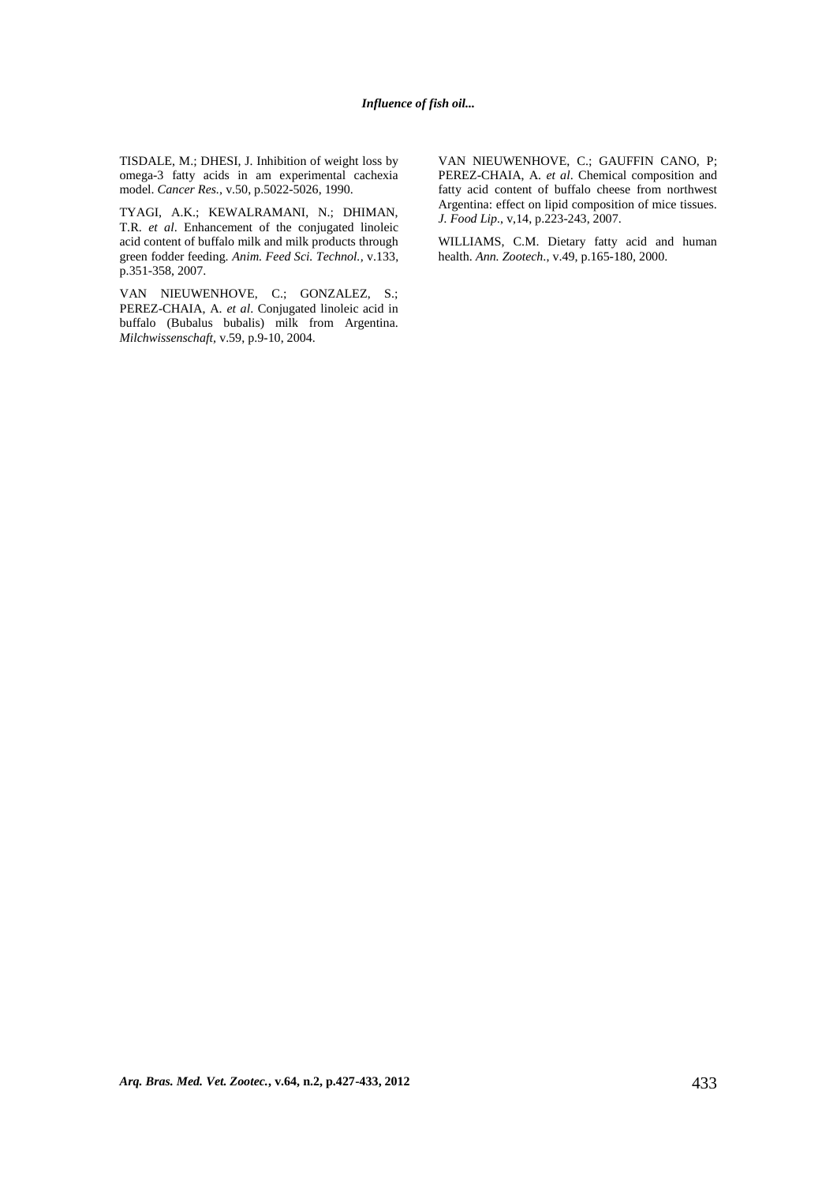TISDALE, M.; DHESI, J. Inhibition of weight loss by omega-3 fatty acids in am experimental cachexia model. *Cancer Res.*, v.50, p.5022-5026, 1990.

TYAGI, A.K.; KEWALRAMANI, N.; DHIMAN, T.R. *et al*. Enhancement of the conjugated linoleic acid content of buffalo milk and milk products through green fodder feeding. *Anim. Feed Sci. Technol.*, v.133, p.351-358, 2007.

VAN NIEUWENHOVE, C.; GONZALEZ, S.; PEREZ-CHAIA, A. *et al*. Conjugated linoleic acid in buffalo (Bubalus bubalis) milk from Argentina. *Milchwissenschaft*, v.59, p.9-10, 2004.

VAN NIEUWENHOVE, C.; GAUFFIN CANO, P; PEREZ-CHAIA, A. *et al*. Chemical composition and fatty acid content of buffalo cheese from northwest Argentina: effect on lipid composition of mice tissues. *J. Food Lip.*, v,14, p.223-243, 2007.

WILLIAMS, C.M. Dietary fatty acid and human health. *Ann. Zootech*., v.49, p.165-180, 2000.